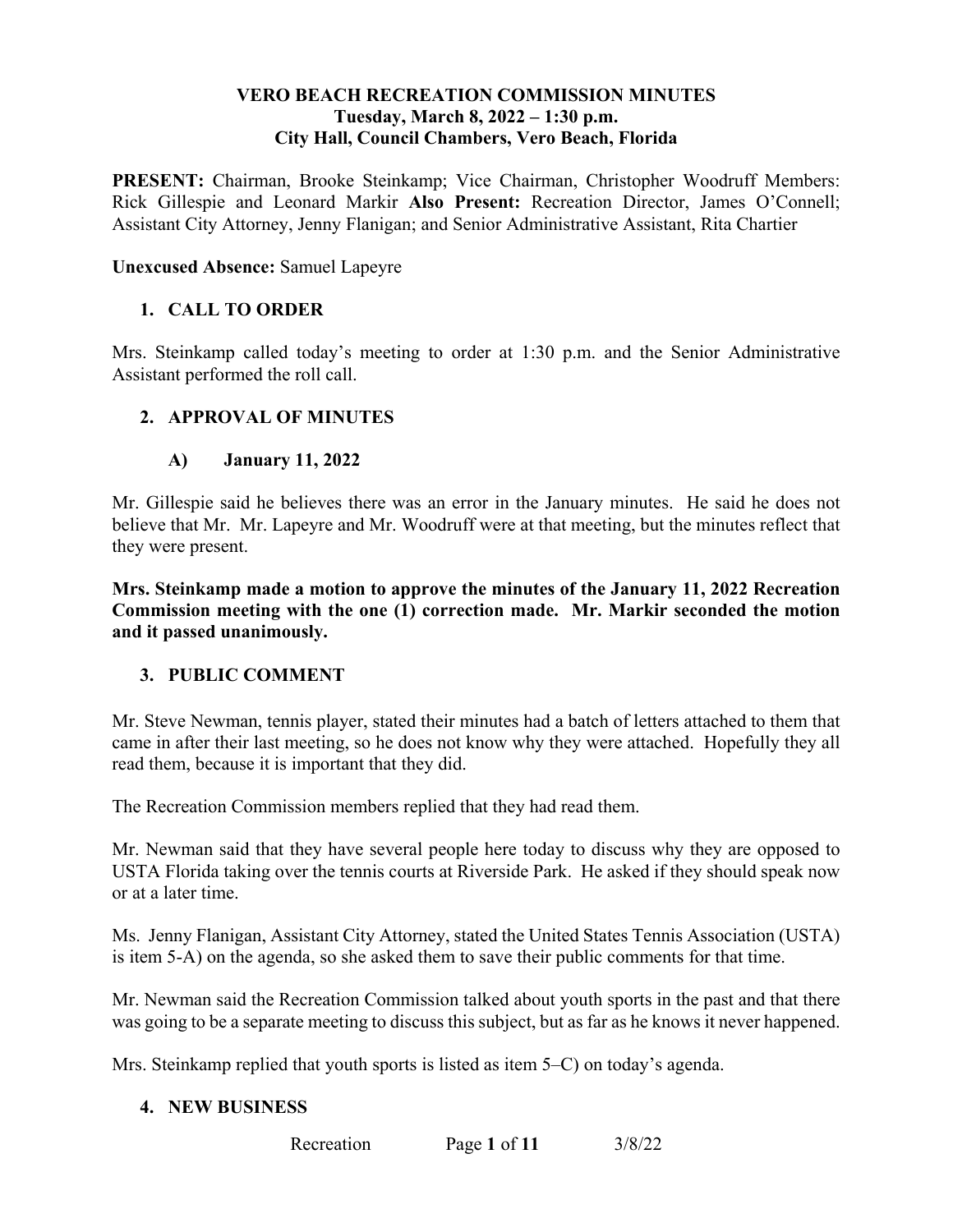**VERO BEACH RECREATION COMMISSION MINUTES**
**Tuesday, March 8, 2022 – 1:30 p.m.**
**City Hall, Council Chambers, Vero Beach, Florida**

**PRESENT:** Chairman, Brooke Steinkamp; Vice Chairman, Christopher Woodruff Members: Rick Gillespie and Leonard Markir **Also Present:** Recreation Director, James O'Connell; Assistant City Attorney, Jenny Flanigan; and Senior Administrative Assistant, Rita Chartier

**Unexcused Absence:** Samuel Lapeyre

## 1. CALL TO ORDER

Mrs. Steinkamp called today's meeting to order at 1:30 p.m. and the Senior Administrative Assistant performed the roll call.

## 2. APPROVAL OF MINUTES

### A) January 11, 2022

Mr. Gillespie said he believes there was an error in the January minutes. He said he does not believe that Mr. Mr. Lapeyre and Mr. Woodruff were at that meeting, but the minutes reflect that they were present.

**Mrs. Steinkamp made a motion to approve the minutes of the January 11, 2022 Recreation Commission meeting with the one (1) correction made. Mr. Markir seconded the motion and it passed unanimously.**

## 3. PUBLIC COMMENT

Mr. Steve Newman, tennis player, stated their minutes had a batch of letters attached to them that came in after their last meeting, so he does not know why they were attached. Hopefully they all read them, because it is important that they did.

The Recreation Commission members replied that they had read them.

Mr. Newman said that they have several people here today to discuss why they are opposed to USTA Florida taking over the tennis courts at Riverside Park. He asked if they should speak now or at a later time.

Ms. Jenny Flanigan, Assistant City Attorney, stated the United States Tennis Association (USTA) is item 5-A) on the agenda, so she asked them to save their public comments for that time.

Mr. Newman said the Recreation Commission talked about youth sports in the past and that there was going to be a separate meeting to discuss this subject, but as far as he knows it never happened.

Mrs. Steinkamp replied that youth sports is listed as item 5–C) on today's agenda.

## 4. NEW BUSINESS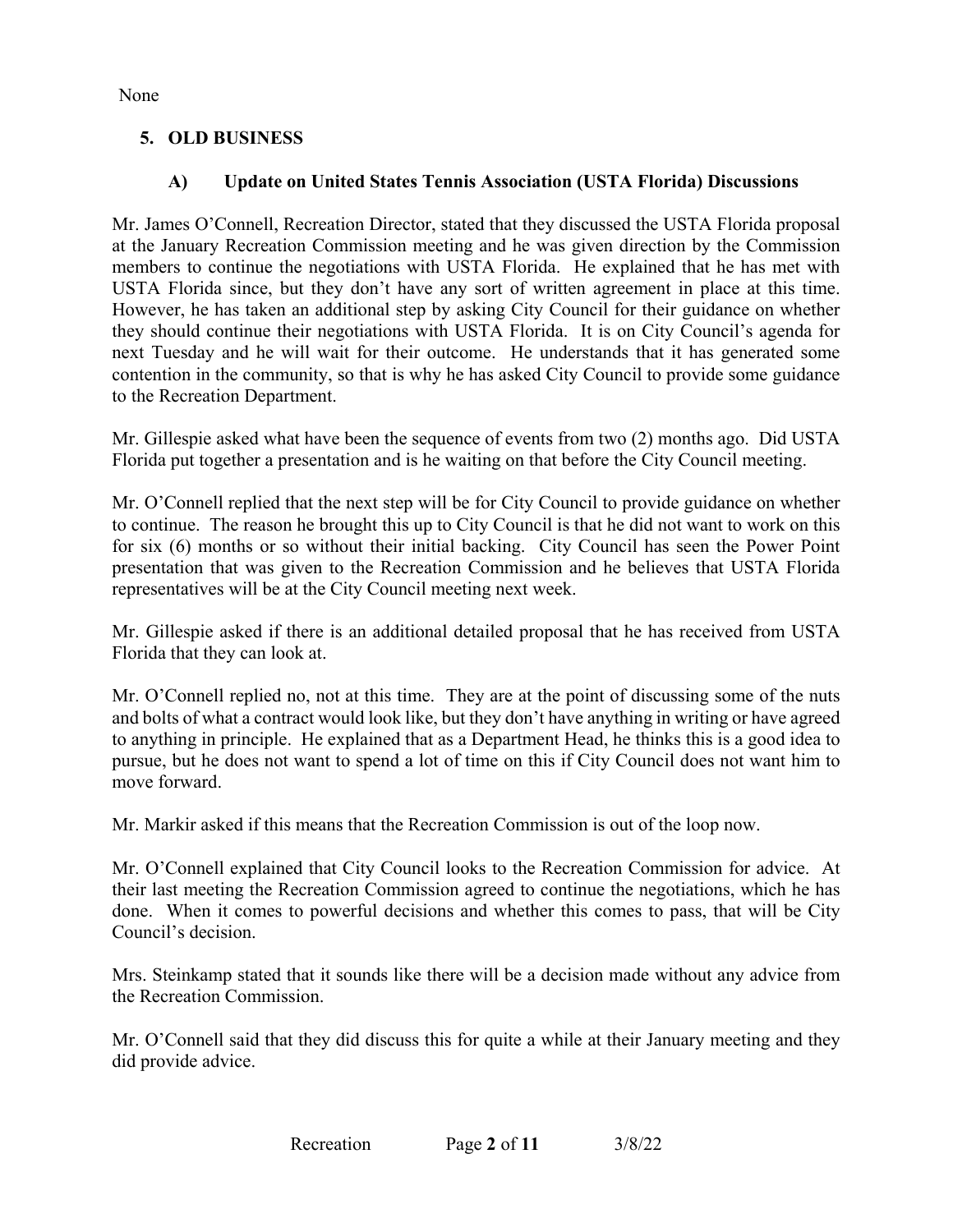None

## 5. OLD BUSINESS

### A) Update on United States Tennis Association (USTA Florida) Discussions

Mr. James O'Connell, Recreation Director, stated that they discussed the USTA Florida proposal at the January Recreation Commission meeting and he was given direction by the Commission members to continue the negotiations with USTA Florida. He explained that he has met with USTA Florida since, but they don't have any sort of written agreement in place at this time. However, he has taken an additional step by asking City Council for their guidance on whether they should continue their negotiations with USTA Florida. It is on City Council's agenda for next Tuesday and he will wait for their outcome. He understands that it has generated some contention in the community, so that is why he has asked City Council to provide some guidance to the Recreation Department.

Mr. Gillespie asked what have been the sequence of events from two (2) months ago. Did USTA Florida put together a presentation and is he waiting on that before the City Council meeting.

Mr. O'Connell replied that the next step will be for City Council to provide guidance on whether to continue. The reason he brought this up to City Council is that he did not want to work on this for six (6) months or so without their initial backing. City Council has seen the Power Point presentation that was given to the Recreation Commission and he believes that USTA Florida representatives will be at the City Council meeting next week.

Mr. Gillespie asked if there is an additional detailed proposal that he has received from USTA Florida that they can look at.

Mr. O'Connell replied no, not at this time. They are at the point of discussing some of the nuts and bolts of what a contract would look like, but they don't have anything in writing or have agreed to anything in principle. He explained that as a Department Head, he thinks this is a good idea to pursue, but he does not want to spend a lot of time on this if City Council does not want him to move forward.

Mr. Markir asked if this means that the Recreation Commission is out of the loop now.

Mr. O'Connell explained that City Council looks to the Recreation Commission for advice. At their last meeting the Recreation Commission agreed to continue the negotiations, which he has done. When it comes to powerful decisions and whether this comes to pass, that will be City Council's decision.

Mrs. Steinkamp stated that it sounds like there will be a decision made without any advice from the Recreation Commission.

Mr. O'Connell said that they did discuss this for quite a while at their January meeting and they did provide advice.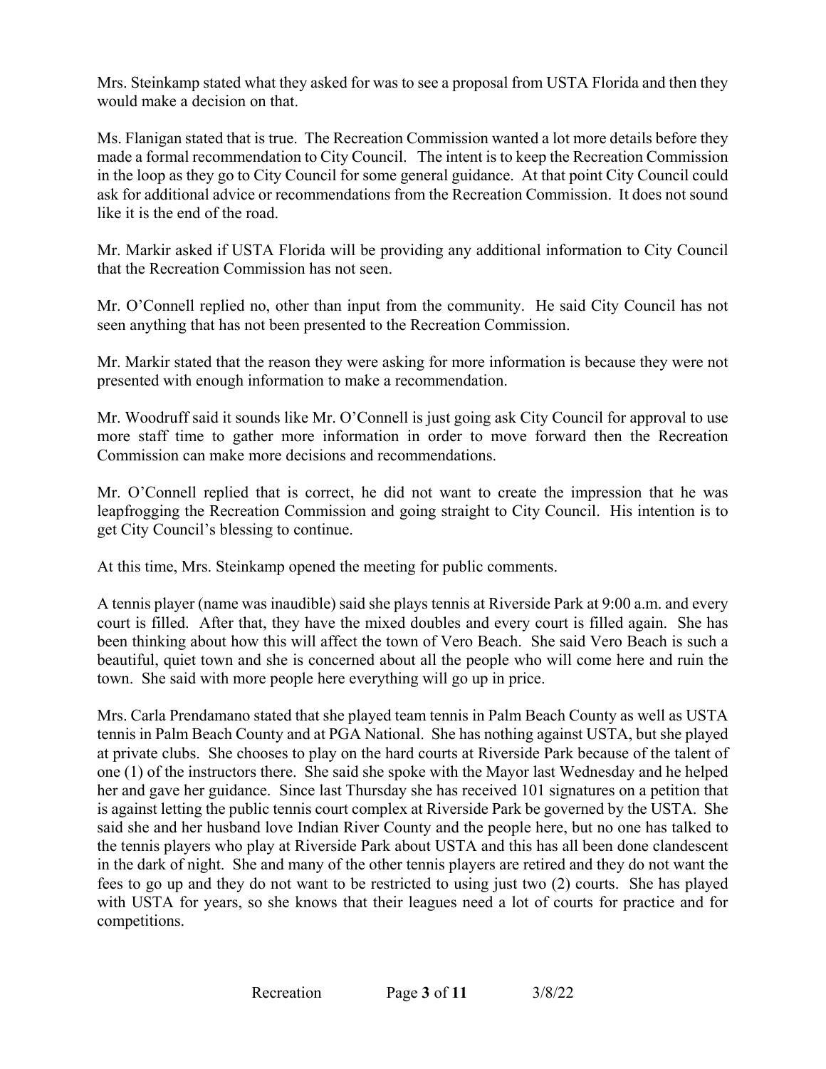Mrs. Steinkamp stated what they asked for was to see a proposal from USTA Florida and then they would make a decision on that.

Ms. Flanigan stated that is true. The Recreation Commission wanted a lot more details before they made a formal recommendation to City Council. The intent is to keep the Recreation Commission in the loop as they go to City Council for some general guidance. At that point City Council could ask for additional advice or recommendations from the Recreation Commission. It does not sound like it is the end of the road.

Mr. Markir asked if USTA Florida will be providing any additional information to City Council that the Recreation Commission has not seen.

Mr. O'Connell replied no, other than input from the community. He said City Council has not seen anything that has not been presented to the Recreation Commission.

Mr. Markir stated that the reason they were asking for more information is because they were not presented with enough information to make a recommendation.

Mr. Woodruff said it sounds like Mr. O'Connell is just going ask City Council for approval to use more staff time to gather more information in order to move forward then the Recreation Commission can make more decisions and recommendations.

Mr. O'Connell replied that is correct, he did not want to create the impression that he was leapfrogging the Recreation Commission and going straight to City Council. His intention is to get City Council's blessing to continue.

At this time, Mrs. Steinkamp opened the meeting for public comments.

A tennis player (name was inaudible) said she plays tennis at Riverside Park at 9:00 a.m. and every court is filled. After that, they have the mixed doubles and every court is filled again. She has been thinking about how this will affect the town of Vero Beach. She said Vero Beach is such a beautiful, quiet town and she is concerned about all the people who will come here and ruin the town. She said with more people here everything will go up in price.

Mrs. Carla Prendamano stated that she played team tennis in Palm Beach County as well as USTA tennis in Palm Beach County and at PGA National. She has nothing against USTA, but she played at private clubs. She chooses to play on the hard courts at Riverside Park because of the talent of one (1) of the instructors there. She said she spoke with the Mayor last Wednesday and he helped her and gave her guidance. Since last Thursday she has received 101 signatures on a petition that is against letting the public tennis court complex at Riverside Park be governed by the USTA. She said she and her husband love Indian River County and the people here, but no one has talked to the tennis players who play at Riverside Park about USTA and this has all been done clandescent in the dark of night. She and many of the other tennis players are retired and they do not want the fees to go up and they do not want to be restricted to using just two (2) courts. She has played with USTA for years, so she knows that their leagues need a lot of courts for practice and for competitions.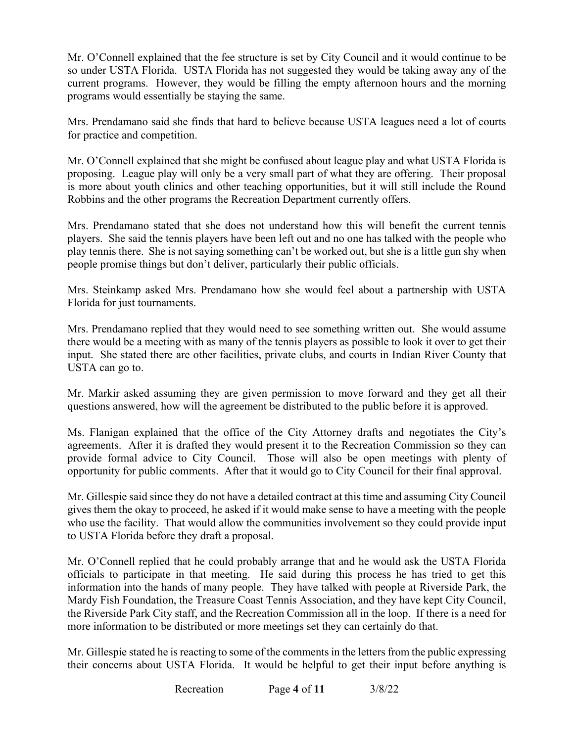Mr. O'Connell explained that the fee structure is set by City Council and it would continue to be so under USTA Florida. USTA Florida has not suggested they would be taking away any of the current programs. However, they would be filling the empty afternoon hours and the morning programs would essentially be staying the same.

Mrs. Prendamano said she finds that hard to believe because USTA leagues need a lot of courts for practice and competition.

Mr. O'Connell explained that she might be confused about league play and what USTA Florida is proposing. League play will only be a very small part of what they are offering. Their proposal is more about youth clinics and other teaching opportunities, but it will still include the Round Robbins and the other programs the Recreation Department currently offers.

Mrs. Prendamano stated that she does not understand how this will benefit the current tennis players. She said the tennis players have been left out and no one has talked with the people who play tennis there. She is not saying something can't be worked out, but she is a little gun shy when people promise things but don't deliver, particularly their public officials.

Mrs. Steinkamp asked Mrs. Prendamano how she would feel about a partnership with USTA Florida for just tournaments.

Mrs. Prendamano replied that they would need to see something written out. She would assume there would be a meeting with as many of the tennis players as possible to look it over to get their input. She stated there are other facilities, private clubs, and courts in Indian River County that USTA can go to.

Mr. Markir asked assuming they are given permission to move forward and they get all their questions answered, how will the agreement be distributed to the public before it is approved.

Ms. Flanigan explained that the office of the City Attorney drafts and negotiates the City's agreements. After it is drafted they would present it to the Recreation Commission so they can provide formal advice to City Council. Those will also be open meetings with plenty of opportunity for public comments. After that it would go to City Council for their final approval.

Mr. Gillespie said since they do not have a detailed contract at this time and assuming City Council gives them the okay to proceed, he asked if it would make sense to have a meeting with the people who use the facility. That would allow the communities involvement so they could provide input to USTA Florida before they draft a proposal.

Mr. O'Connell replied that he could probably arrange that and he would ask the USTA Florida officials to participate in that meeting. He said during this process he has tried to get this information into the hands of many people. They have talked with people at Riverside Park, the Mardy Fish Foundation, the Treasure Coast Tennis Association, and they have kept City Council, the Riverside Park City staff, and the Recreation Commission all in the loop. If there is a need for more information to be distributed or more meetings set they can certainly do that.

Mr. Gillespie stated he is reacting to some of the comments in the letters from the public expressing their concerns about USTA Florida. It would be helpful to get their input before anything is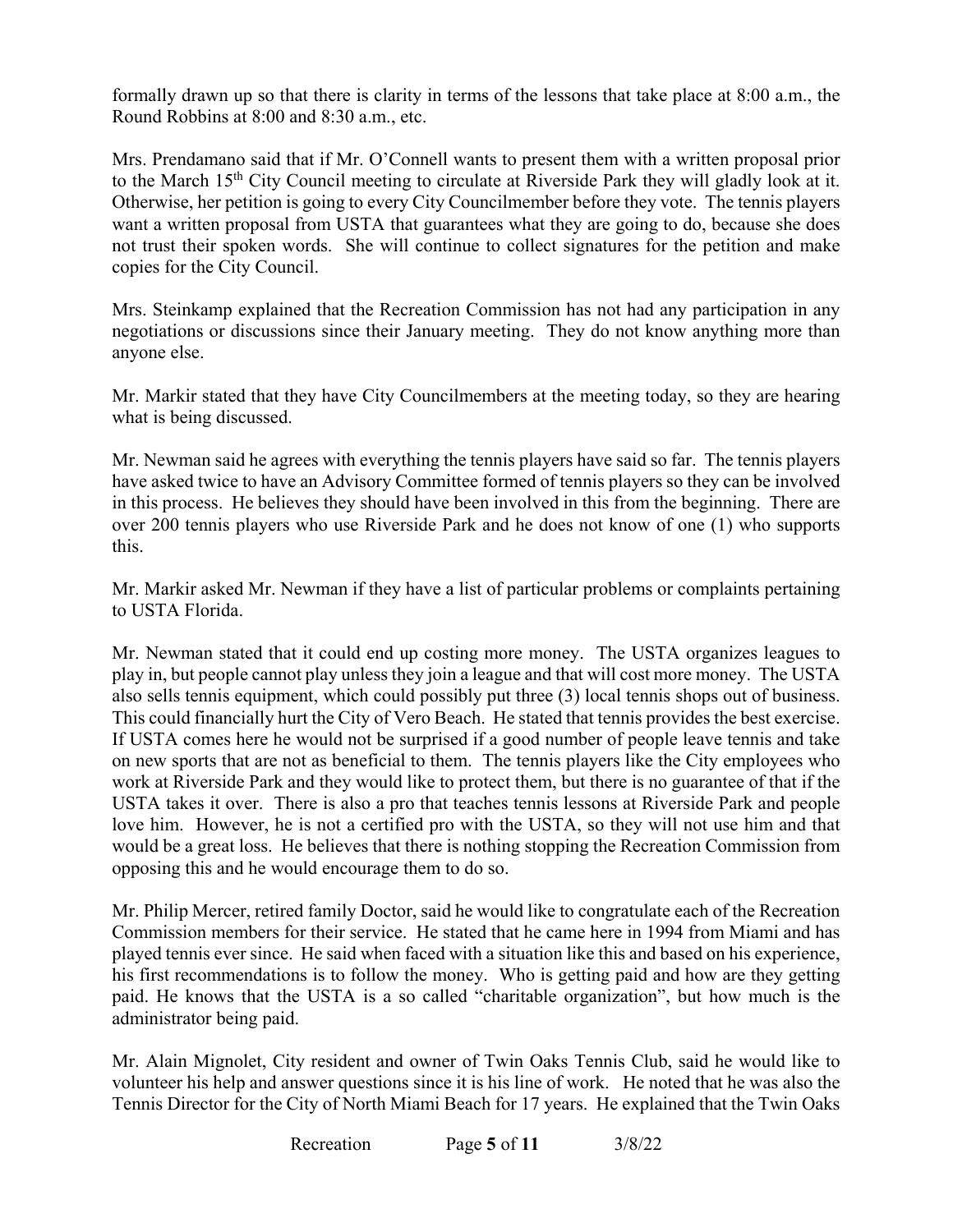formally drawn up so that there is clarity in terms of the lessons that take place at 8:00 a.m., the Round Robbins at 8:00 and 8:30 a.m., etc.

Mrs. Prendamano said that if Mr. O'Connell wants to present them with a written proposal prior to the March 15th City Council meeting to circulate at Riverside Park they will gladly look at it. Otherwise, her petition is going to every City Councilmember before they vote. The tennis players want a written proposal from USTA that guarantees what they are going to do, because she does not trust their spoken words. She will continue to collect signatures for the petition and make copies for the City Council.

Mrs. Steinkamp explained that the Recreation Commission has not had any participation in any negotiations or discussions since their January meeting. They do not know anything more than anyone else.

Mr. Markir stated that they have City Councilmembers at the meeting today, so they are hearing what is being discussed.

Mr. Newman said he agrees with everything the tennis players have said so far. The tennis players have asked twice to have an Advisory Committee formed of tennis players so they can be involved in this process. He believes they should have been involved in this from the beginning. There are over 200 tennis players who use Riverside Park and he does not know of one (1) who supports this.

Mr. Markir asked Mr. Newman if they have a list of particular problems or complaints pertaining to USTA Florida.

Mr. Newman stated that it could end up costing more money. The USTA organizes leagues to play in, but people cannot play unless they join a league and that will cost more money. The USTA also sells tennis equipment, which could possibly put three (3) local tennis shops out of business. This could financially hurt the City of Vero Beach. He stated that tennis provides the best exercise. If USTA comes here he would not be surprised if a good number of people leave tennis and take on new sports that are not as beneficial to them. The tennis players like the City employees who work at Riverside Park and they would like to protect them, but there is no guarantee of that if the USTA takes it over. There is also a pro that teaches tennis lessons at Riverside Park and people love him. However, he is not a certified pro with the USTA, so they will not use him and that would be a great loss. He believes that there is nothing stopping the Recreation Commission from opposing this and he would encourage them to do so.

Mr. Philip Mercer, retired family Doctor, said he would like to congratulate each of the Recreation Commission members for their service. He stated that he came here in 1994 from Miami and has played tennis ever since. He said when faced with a situation like this and based on his experience, his first recommendations is to follow the money. Who is getting paid and how are they getting paid. He knows that the USTA is a so called "charitable organization", but how much is the administrator being paid.

Mr. Alain Mignolet, City resident and owner of Twin Oaks Tennis Club, said he would like to volunteer his help and answer questions since it is his line of work. He noted that he was also the Tennis Director for the City of North Miami Beach for 17 years. He explained that the Twin Oaks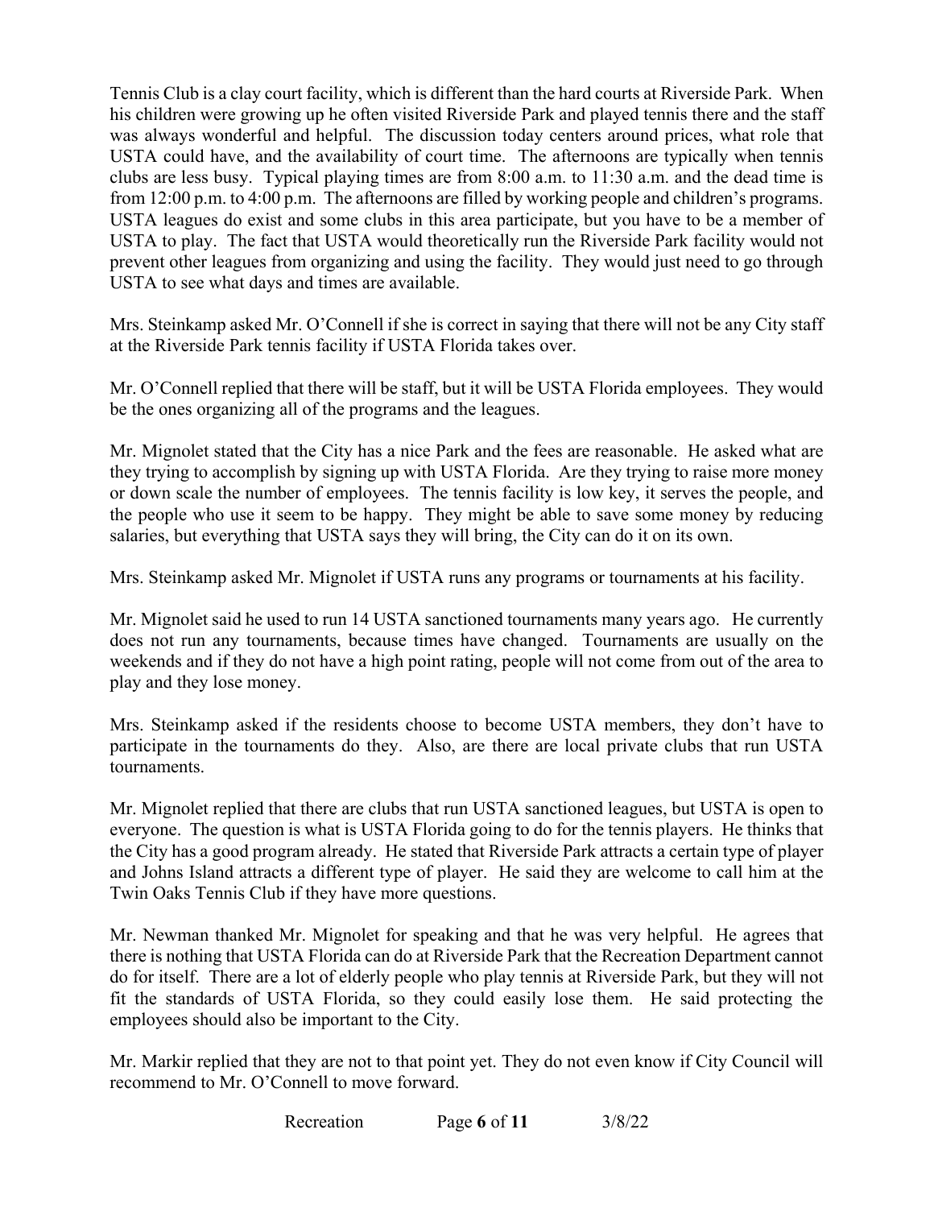Tennis Club is a clay court facility, which is different than the hard courts at Riverside Park. When his children were growing up he often visited Riverside Park and played tennis there and the staff was always wonderful and helpful. The discussion today centers around prices, what role that USTA could have, and the availability of court time. The afternoons are typically when tennis clubs are less busy. Typical playing times are from 8:00 a.m. to 11:30 a.m. and the dead time is from 12:00 p.m. to 4:00 p.m. The afternoons are filled by working people and children's programs. USTA leagues do exist and some clubs in this area participate, but you have to be a member of USTA to play. The fact that USTA would theoretically run the Riverside Park facility would not prevent other leagues from organizing and using the facility. They would just need to go through USTA to see what days and times are available.

Mrs. Steinkamp asked Mr. O'Connell if she is correct in saying that there will not be any City staff at the Riverside Park tennis facility if USTA Florida takes over.

Mr. O'Connell replied that there will be staff, but it will be USTA Florida employees. They would be the ones organizing all of the programs and the leagues.

Mr. Mignolet stated that the City has a nice Park and the fees are reasonable. He asked what are they trying to accomplish by signing up with USTA Florida. Are they trying to raise more money or down scale the number of employees. The tennis facility is low key, it serves the people, and the people who use it seem to be happy. They might be able to save some money by reducing salaries, but everything that USTA says they will bring, the City can do it on its own.

Mrs. Steinkamp asked Mr. Mignolet if USTA runs any programs or tournaments at his facility.

Mr. Mignolet said he used to run 14 USTA sanctioned tournaments many years ago. He currently does not run any tournaments, because times have changed. Tournaments are usually on the weekends and if they do not have a high point rating, people will not come from out of the area to play and they lose money.

Mrs. Steinkamp asked if the residents choose to become USTA members, they don't have to participate in the tournaments do they. Also, are there are local private clubs that run USTA tournaments.

Mr. Mignolet replied that there are clubs that run USTA sanctioned leagues, but USTA is open to everyone. The question is what is USTA Florida going to do for the tennis players. He thinks that the City has a good program already. He stated that Riverside Park attracts a certain type of player and Johns Island attracts a different type of player. He said they are welcome to call him at the Twin Oaks Tennis Club if they have more questions.

Mr. Newman thanked Mr. Mignolet for speaking and that he was very helpful. He agrees that there is nothing that USTA Florida can do at Riverside Park that the Recreation Department cannot do for itself. There are a lot of elderly people who play tennis at Riverside Park, but they will not fit the standards of USTA Florida, so they could easily lose them. He said protecting the employees should also be important to the City.

Mr. Markir replied that they are not to that point yet. They do not even know if City Council will recommend to Mr. O'Connell to move forward.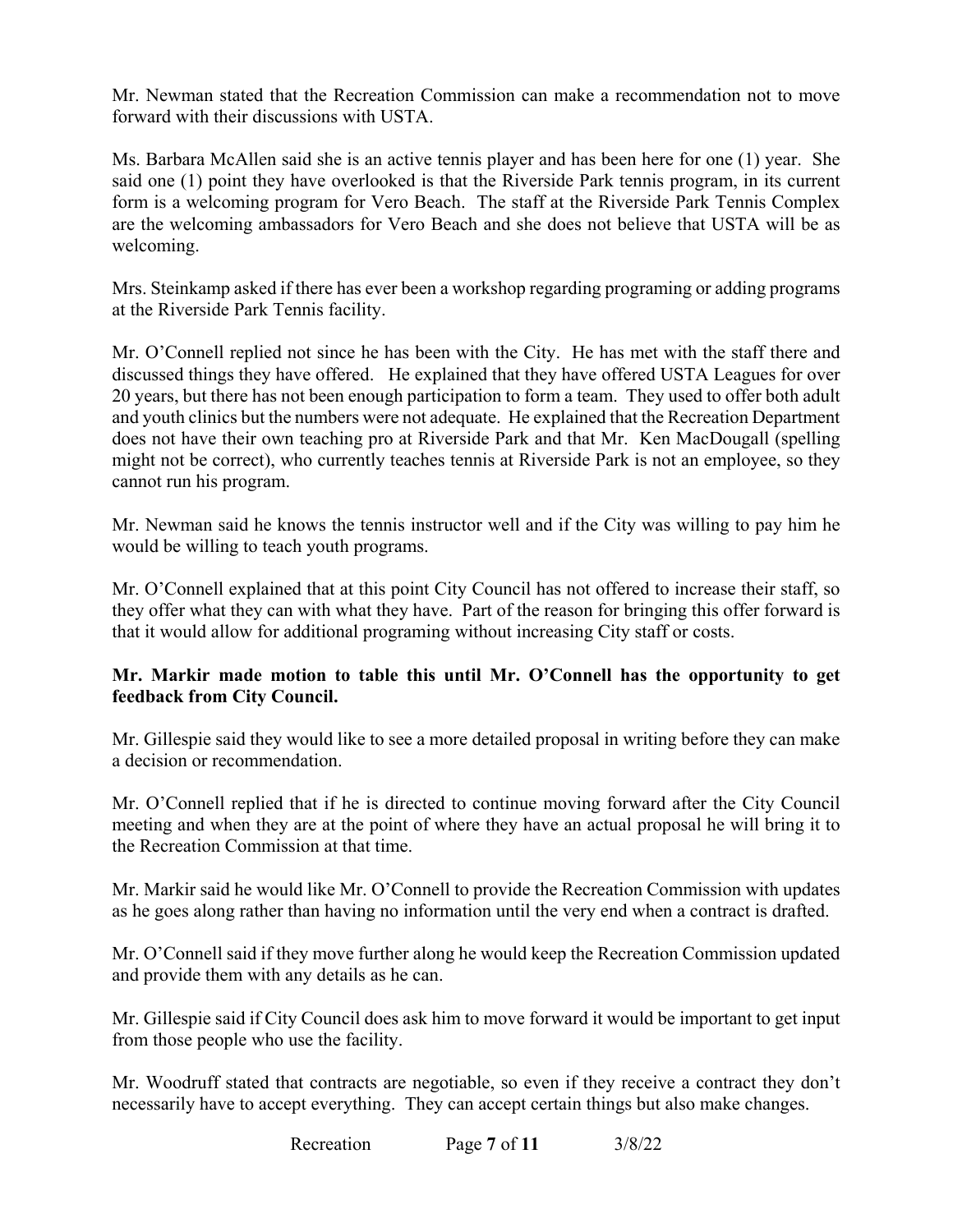Mr. Newman stated that the Recreation Commission can make a recommendation not to move forward with their discussions with USTA.

Ms. Barbara McAllen said she is an active tennis player and has been here for one (1) year. She said one (1) point they have overlooked is that the Riverside Park tennis program, in its current form is a welcoming program for Vero Beach. The staff at the Riverside Park Tennis Complex are the welcoming ambassadors for Vero Beach and she does not believe that USTA will be as welcoming.

Mrs. Steinkamp asked if there has ever been a workshop regarding programing or adding programs at the Riverside Park Tennis facility.

Mr. O'Connell replied not since he has been with the City. He has met with the staff there and discussed things they have offered. He explained that they have offered USTA Leagues for over 20 years, but there has not been enough participation to form a team. They used to offer both adult and youth clinics but the numbers were not adequate. He explained that the Recreation Department does not have their own teaching pro at Riverside Park and that Mr. Ken MacDougall (spelling might not be correct), who currently teaches tennis at Riverside Park is not an employee, so they cannot run his program.

Mr. Newman said he knows the tennis instructor well and if the City was willing to pay him he would be willing to teach youth programs.

Mr. O'Connell explained that at this point City Council has not offered to increase their staff, so they offer what they can with what they have. Part of the reason for bringing this offer forward is that it would allow for additional programing without increasing City staff or costs.

**Mr. Markir made motion to table this until Mr. O'Connell has the opportunity to get feedback from City Council.**

Mr. Gillespie said they would like to see a more detailed proposal in writing before they can make a decision or recommendation.

Mr. O'Connell replied that if he is directed to continue moving forward after the City Council meeting and when they are at the point of where they have an actual proposal he will bring it to the Recreation Commission at that time.

Mr. Markir said he would like Mr. O'Connell to provide the Recreation Commission with updates as he goes along rather than having no information until the very end when a contract is drafted.

Mr. O'Connell said if they move further along he would keep the Recreation Commission updated and provide them with any details as he can.

Mr. Gillespie said if City Council does ask him to move forward it would be important to get input from those people who use the facility.

Mr. Woodruff stated that contracts are negotiable, so even if they receive a contract they don't necessarily have to accept everything. They can accept certain things but also make changes.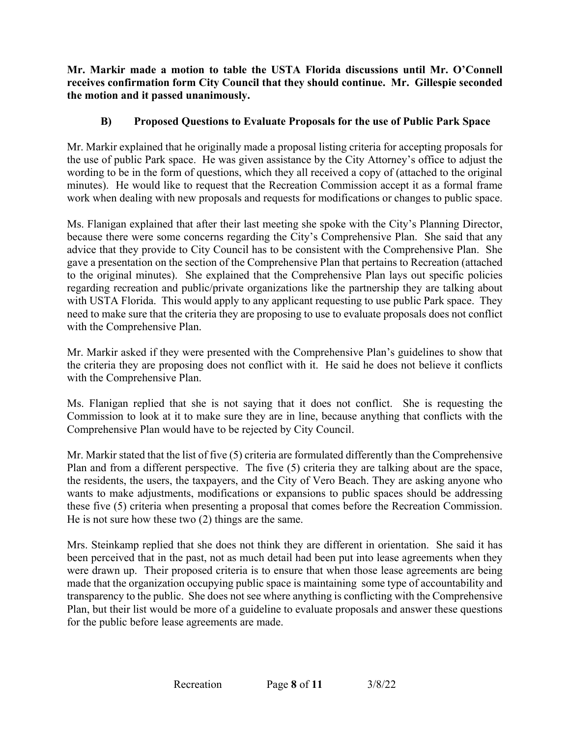**Mr. Markir made a motion to table the USTA Florida discussions until Mr. O'Connell receives confirmation form City Council that they should continue. Mr. Gillespie seconded the motion and it passed unanimously.**

### B) Proposed Questions to Evaluate Proposals for the use of Public Park Space

Mr. Markir explained that he originally made a proposal listing criteria for accepting proposals for the use of public Park space. He was given assistance by the City Attorney's office to adjust the wording to be in the form of questions, which they all received a copy of (attached to the original minutes). He would like to request that the Recreation Commission accept it as a formal frame work when dealing with new proposals and requests for modifications or changes to public space.

Ms. Flanigan explained that after their last meeting she spoke with the City's Planning Director, because there were some concerns regarding the City's Comprehensive Plan. She said that any advice that they provide to City Council has to be consistent with the Comprehensive Plan. She gave a presentation on the section of the Comprehensive Plan that pertains to Recreation (attached to the original minutes). She explained that the Comprehensive Plan lays out specific policies regarding recreation and public/private organizations like the partnership they are talking about with USTA Florida. This would apply to any applicant requesting to use public Park space. They need to make sure that the criteria they are proposing to use to evaluate proposals does not conflict with the Comprehensive Plan.

Mr. Markir asked if they were presented with the Comprehensive Plan's guidelines to show that the criteria they are proposing does not conflict with it. He said he does not believe it conflicts with the Comprehensive Plan.

Ms. Flanigan replied that she is not saying that it does not conflict. She is requesting the Commission to look at it to make sure they are in line, because anything that conflicts with the Comprehensive Plan would have to be rejected by City Council.

Mr. Markir stated that the list of five (5) criteria are formulated differently than the Comprehensive Plan and from a different perspective. The five (5) criteria they are talking about are the space, the residents, the users, the taxpayers, and the City of Vero Beach. They are asking anyone who wants to make adjustments, modifications or expansions to public spaces should be addressing these five (5) criteria when presenting a proposal that comes before the Recreation Commission. He is not sure how these two (2) things are the same.

Mrs. Steinkamp replied that she does not think they are different in orientation. She said it has been perceived that in the past, not as much detail had been put into lease agreements when they were drawn up. Their proposed criteria is to ensure that when those lease agreements are being made that the organization occupying public space is maintaining some type of accountability and transparency to the public. She does not see where anything is conflicting with the Comprehensive Plan, but their list would be more of a guideline to evaluate proposals and answer these questions for the public before lease agreements are made.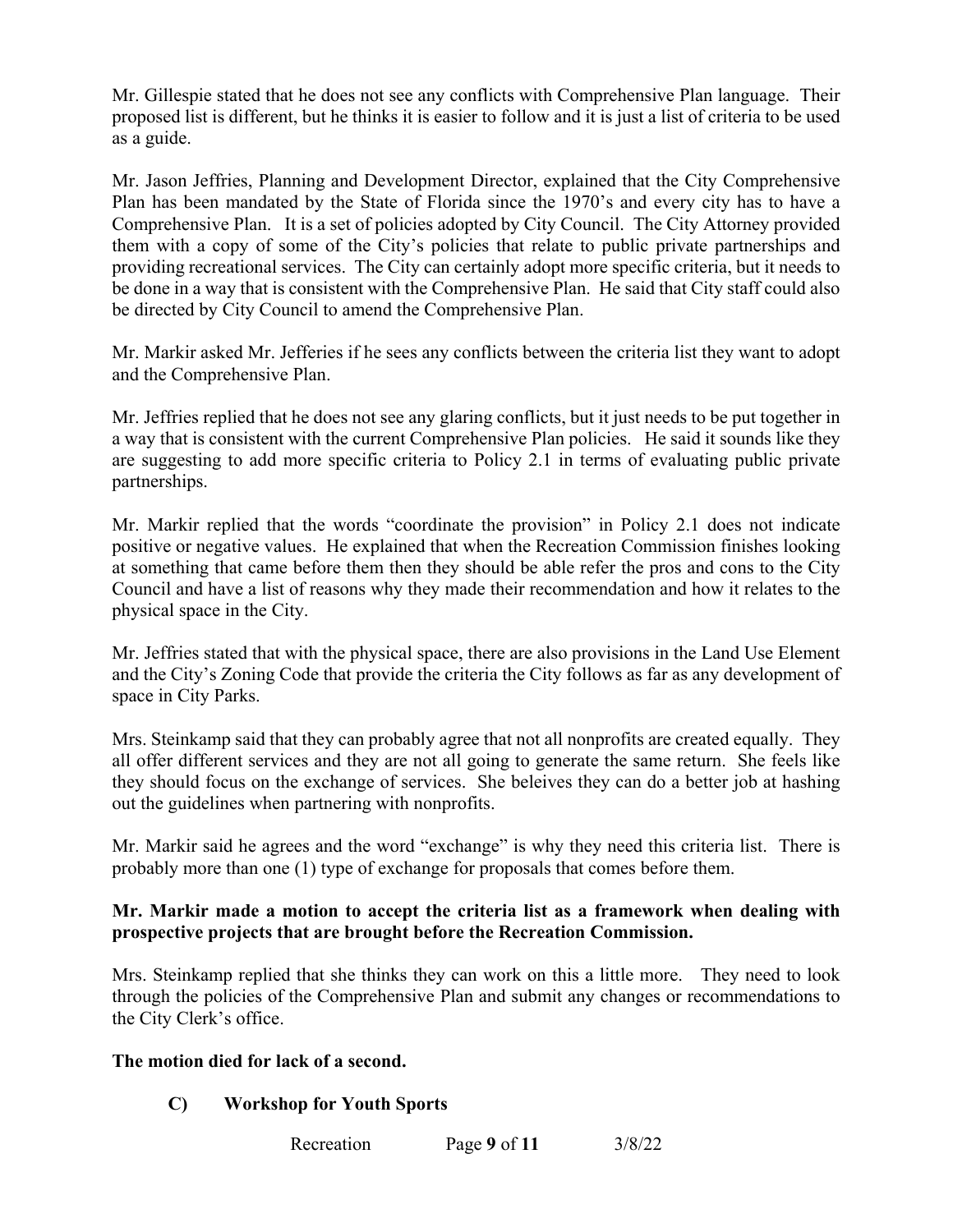Mr. Gillespie stated that he does not see any conflicts with Comprehensive Plan language. Their proposed list is different, but he thinks it is easier to follow and it is just a list of criteria to be used as a guide.

Mr. Jason Jeffries, Planning and Development Director, explained that the City Comprehensive Plan has been mandated by the State of Florida since the 1970's and every city has to have a Comprehensive Plan. It is a set of policies adopted by City Council. The City Attorney provided them with a copy of some of the City's policies that relate to public private partnerships and providing recreational services. The City can certainly adopt more specific criteria, but it needs to be done in a way that is consistent with the Comprehensive Plan. He said that City staff could also be directed by City Council to amend the Comprehensive Plan.

Mr. Markir asked Mr. Jefferies if he sees any conflicts between the criteria list they want to adopt and the Comprehensive Plan.

Mr. Jeffries replied that he does not see any glaring conflicts, but it just needs to be put together in a way that is consistent with the current Comprehensive Plan policies. He said it sounds like they are suggesting to add more specific criteria to Policy 2.1 in terms of evaluating public private partnerships.

Mr. Markir replied that the words "coordinate the provision" in Policy 2.1 does not indicate positive or negative values. He explained that when the Recreation Commission finishes looking at something that came before them then they should be able refer the pros and cons to the City Council and have a list of reasons why they made their recommendation and how it relates to the physical space in the City.

Mr. Jeffries stated that with the physical space, there are also provisions in the Land Use Element and the City's Zoning Code that provide the criteria the City follows as far as any development of space in City Parks.

Mrs. Steinkamp said that they can probably agree that not all nonprofits are created equally. They all offer different services and they are not all going to generate the same return. She feels like they should focus on the exchange of services. She beleives they can do a better job at hashing out the guidelines when partnering with nonprofits.

Mr. Markir said he agrees and the word "exchange" is why they need this criteria list. There is probably more than one (1) type of exchange for proposals that comes before them.

**Mr. Markir made a motion to accept the criteria list as a framework when dealing with prospective projects that are brought before the Recreation Commission.**

Mrs. Steinkamp replied that she thinks they can work on this a little more. They need to look through the policies of the Comprehensive Plan and submit any changes or recommendations to the City Clerk's office.

**The motion died for lack of a second.**

**C) Workshop for Youth Sports**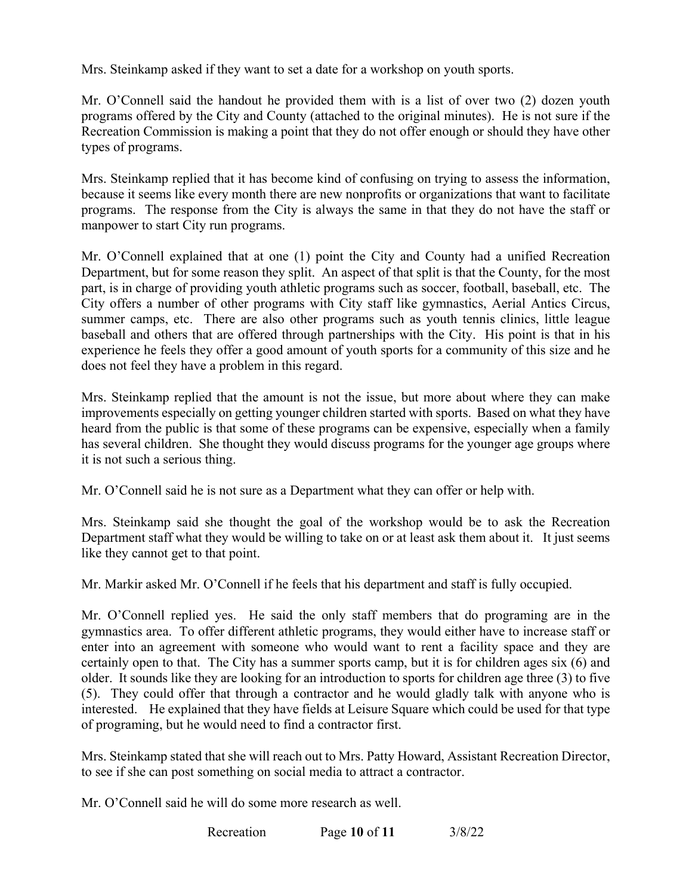Mrs. Steinkamp asked if they want to set a date for a workshop on youth sports.

Mr. O'Connell said the handout he provided them with is a list of over two (2) dozen youth programs offered by the City and County (attached to the original minutes). He is not sure if the Recreation Commission is making a point that they do not offer enough or should they have other types of programs.

Mrs. Steinkamp replied that it has become kind of confusing on trying to assess the information, because it seems like every month there are new nonprofits or organizations that want to facilitate programs. The response from the City is always the same in that they do not have the staff or manpower to start City run programs.

Mr. O'Connell explained that at one (1) point the City and County had a unified Recreation Department, but for some reason they split. An aspect of that split is that the County, for the most part, is in charge of providing youth athletic programs such as soccer, football, baseball, etc. The City offers a number of other programs with City staff like gymnastics, Aerial Antics Circus, summer camps, etc. There are also other programs such as youth tennis clinics, little league baseball and others that are offered through partnerships with the City. His point is that in his experience he feels they offer a good amount of youth sports for a community of this size and he does not feel they have a problem in this regard.

Mrs. Steinkamp replied that the amount is not the issue, but more about where they can make improvements especially on getting younger children started with sports. Based on what they have heard from the public is that some of these programs can be expensive, especially when a family has several children. She thought they would discuss programs for the younger age groups where it is not such a serious thing.

Mr. O'Connell said he is not sure as a Department what they can offer or help with.

Mrs. Steinkamp said she thought the goal of the workshop would be to ask the Recreation Department staff what they would be willing to take on or at least ask them about it. It just seems like they cannot get to that point.

Mr. Markir asked Mr. O'Connell if he feels that his department and staff is fully occupied.

Mr. O'Connell replied yes. He said the only staff members that do programing are in the gymnastics area. To offer different athletic programs, they would either have to increase staff or enter into an agreement with someone who would want to rent a facility space and they are certainly open to that. The City has a summer sports camp, but it is for children ages six (6) and older. It sounds like they are looking for an introduction to sports for children age three (3) to five (5). They could offer that through a contractor and he would gladly talk with anyone who is interested. He explained that they have fields at Leisure Square which could be used for that type of programing, but he would need to find a contractor first.

Mrs. Steinkamp stated that she will reach out to Mrs. Patty Howard, Assistant Recreation Director, to see if she can post something on social media to attract a contractor.

Mr. O'Connell said he will do some more research as well.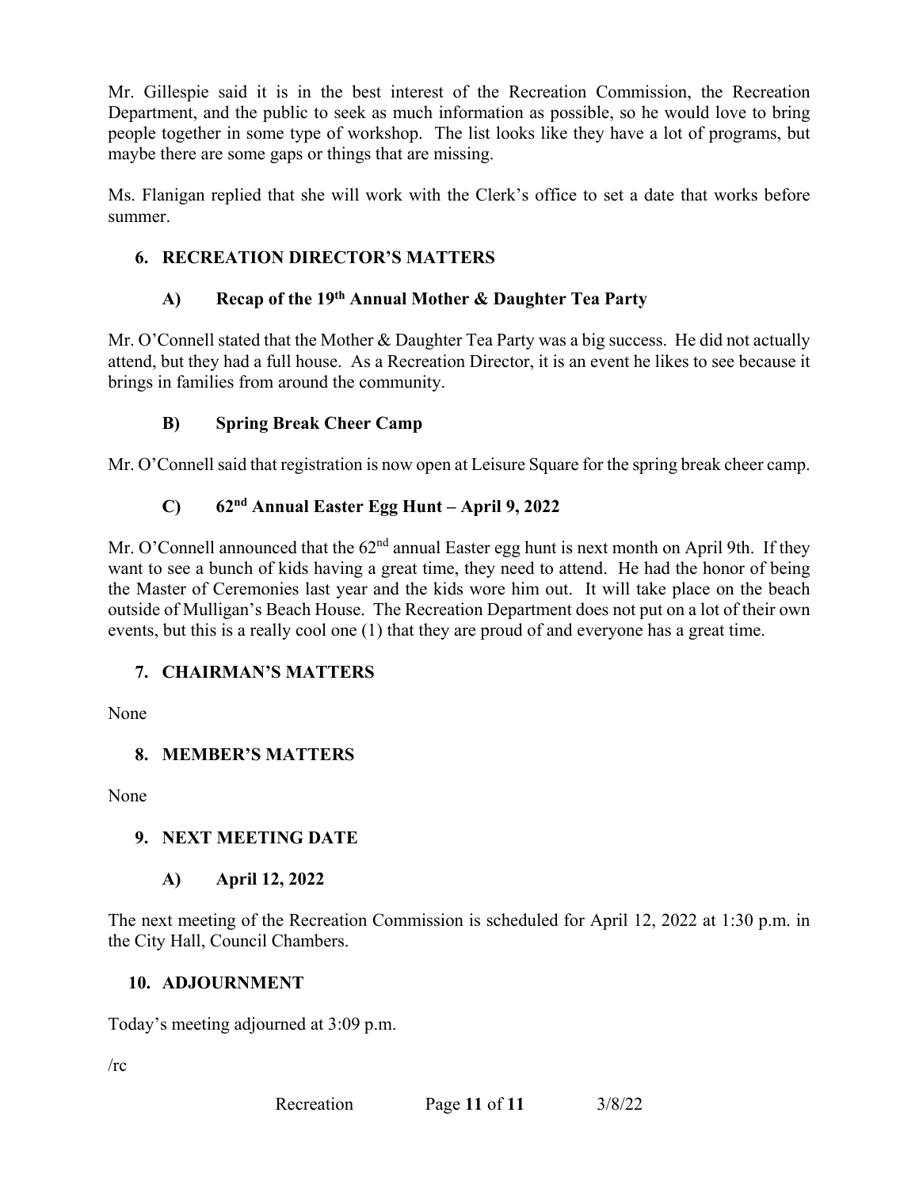Mr. Gillespie said it is in the best interest of the Recreation Commission, the Recreation Department, and the public to seek as much information as possible, so he would love to bring people together in some type of workshop. The list looks like they have a lot of programs, but maybe there are some gaps or things that are missing.

Ms. Flanigan replied that she will work with the Clerk's office to set a date that works before summer.

## 6. RECREATION DIRECTOR'S MATTERS

### A) Recap of the 19th Annual Mother & Daughter Tea Party

Mr. O'Connell stated that the Mother & Daughter Tea Party was a big success. He did not actually attend, but they had a full house. As a Recreation Director, it is an event he likes to see because it brings in families from around the community.

### B) Spring Break Cheer Camp

Mr. O'Connell said that registration is now open at Leisure Square for the spring break cheer camp.

### C) 62nd Annual Easter Egg Hunt – April 9, 2022

Mr. O'Connell announced that the 62nd annual Easter egg hunt is next month on April 9th. If they want to see a bunch of kids having a great time, they need to attend. He had the honor of being the Master of Ceremonies last year and the kids wore him out. It will take place on the beach outside of Mulligan's Beach House. The Recreation Department does not put on a lot of their own events, but this is a really cool one (1) that they are proud of and everyone has a great time.

## 7. CHAIRMAN'S MATTERS

None

## 8. MEMBER'S MATTERS

None

## 9. NEXT MEETING DATE

### A) April 12, 2022

The next meeting of the Recreation Commission is scheduled for April 12, 2022 at 1:30 p.m. in the City Hall, Council Chambers.

## 10. ADJOURNMENT

Today's meeting adjourned at 3:09 p.m.

/rc